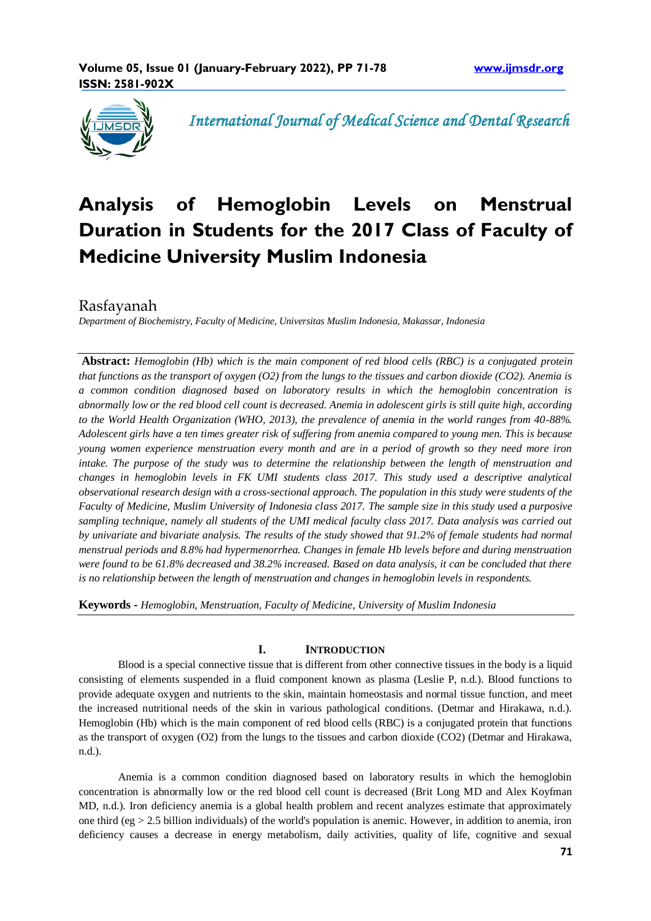# Analysis of Hemoglobin Levels on Menstrual Duration in Students for the 2017 Class of Faculty of Medicine University Muslim Indonesia

Rasfayanah

*Department of Biochemistry, Faculty of Medicine, Universitas Muslim Indonesia, Makassar, Indonesia*

**Abstract:** *Hemoglobin (Hb) which is the main component of red blood cells (RBC) is a conjugated protein that functions as the transport of oxygen (O2) from the lungs to the tissues and carbon dioxide (CO2). Anemia is a common condition diagnosed based on laboratory results in which the hemoglobin concentration is abnormally low or the red blood cell count is decreased. Anemia in adolescent girls is still quite high, according to the World Health Organization (WHO, 2013), the prevalence of anemia in the world ranges from 40-88%. Adolescent girls have a ten times greater risk of suffering from anemia compared to young men. This is because young women experience menstruation every month and are in a period of growth so they need more iron intake. The purpose of the study was to determine the relationship between the length of menstruation and changes in hemoglobin levels in FK UMI students class 2017. This study used a descriptive analytical observational research design with a cross-sectional approach. The population in this study were students of the Faculty of Medicine, Muslim University of Indonesia class 2017. The sample size in this study used a purposive sampling technique, namely all students of the UMI medical faculty class 2017. Data analysis was carried out by univariate and bivariate analysis. The results of the study showed that 91.2% of female students had normal menstrual periods and 8.8% had hypermenorrhea. Changes in female Hb levels before and during menstruation were found to be 61.8% decreased and 38.2% increased. Based on data analysis, it can be concluded that there is no relationship between the length of menstruation and changes in hemoglobin levels in respondents.*

**Keywords -** *Hemoglobin, Menstruation, Faculty of Medicine, University of Muslim Indonesia*

## I. INTRODUCTION

Blood is a special connective tissue that is different from other connective tissues in the body is a liquid consisting of elements suspended in a fluid component known as plasma (Leslie P, n.d.). Blood functions to provide adequate oxygen and nutrients to the skin, maintain homeostasis and normal tissue function, and meet the increased nutritional needs of the skin in various pathological conditions. (Detmar and Hirakawa, n.d.). Hemoglobin (Hb) which is the main component of red blood cells (RBC) is a conjugated protein that functions as the transport of oxygen ($O_2$) from the lungs to the tissues and carbon dioxide ($CO_2$) (Detmar and Hirakawa, n.d.).

Anemia is a common condition diagnosed based on laboratory results in which the hemoglobin concentration is abnormally low or the red blood cell count is decreased (Brit Long MD and Alex Koyfman MD, n.d.). Iron deficiency anemia is a global health problem and recent analyzes estimate that approximately one third (eg > 2.5 billion individuals) of the world's population is anemic. However, in addition to anemia, iron deficiency causes a decrease in energy metabolism, daily activities, quality of life, cognitive and sexual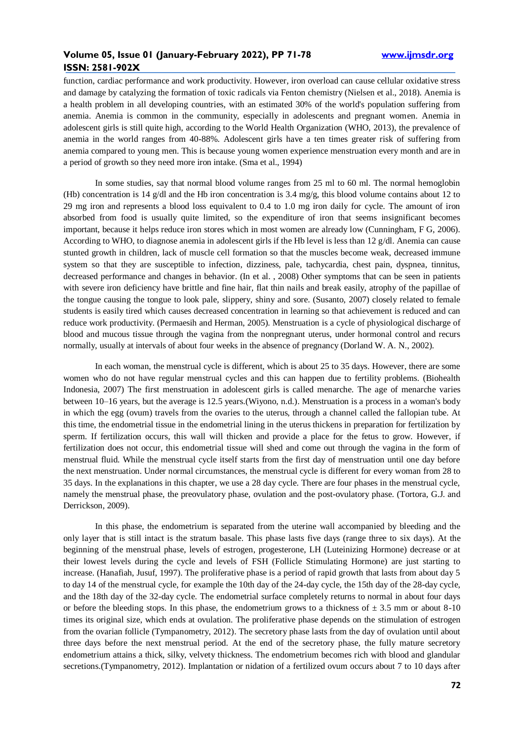function, cardiac performance and work productivity. However, iron overload can cause cellular oxidative stress and damage by catalyzing the formation of toxic radicals via Fenton chemistry (Nielsen et al., 2018). Anemia is a health problem in all developing countries, with an estimated 30% of the world's population suffering from anemia. Anemia is common in the community, especially in adolescents and pregnant women. Anemia in adolescent girls is still quite high, according to the World Health Organization (WHO, 2013), the prevalence of anemia in the world ranges from 40-88%. Adolescent girls have a ten times greater risk of suffering from anemia compared to young men. This is because young women experience menstruation every month and are in a period of growth so they need more iron intake. (Sma et al., 1994)

In some studies, say that normal blood volume ranges from 25 ml to 60 ml. The normal hemoglobin (Hb) concentration is 14 g/dl and the Hb iron concentration is 3.4 mg/g, this blood volume contains about 12 to 29 mg iron and represents a blood loss equivalent to 0.4 to 1.0 mg iron daily for cycle. The amount of iron absorbed from food is usually quite limited, so the expenditure of iron that seems insignificant becomes important, because it helps reduce iron stores which in most women are already low (Cunningham, F G, 2006). According to WHO, to diagnose anemia in adolescent girls if the Hb level is less than 12 g/dl. Anemia can cause stunted growth in children, lack of muscle cell formation so that the muscles become weak, decreased immune system so that they are susceptible to infection, dizziness, pale, tachycardia, chest pain, dyspnea, tinnitus, decreased performance and changes in behavior. (In et al. , 2008) Other symptoms that can be seen in patients with severe iron deficiency have brittle and fine hair, flat thin nails and break easily, atrophy of the papillae of the tongue causing the tongue to look pale, slippery, shiny and sore. (Susanto, 2007) closely related to female students is easily tired which causes decreased concentration in learning so that achievement is reduced and can reduce work productivity. (Permaesih and Herman, 2005). Menstruation is a cycle of physiological discharge of blood and mucous tissue through the vagina from the nonpregnant uterus, under hormonal control and recurs normally, usually at intervals of about four weeks in the absence of pregnancy (Dorland W. A. N., 2002).

In each woman, the menstrual cycle is different, which is about 25 to 35 days. However, there are some women who do not have regular menstrual cycles and this can happen due to fertility problems. (Biohealth Indonesia, 2007) The first menstruation in adolescent girls is called menarche. The age of menarche varies between 10–16 years, but the average is 12.5 years.(Wiyono, n.d.). Menstruation is a process in a woman's body in which the egg (ovum) travels from the ovaries to the uterus, through a channel called the fallopian tube. At this time, the endometrial tissue in the endometrial lining in the uterus thickens in preparation for fertilization by sperm. If fertilization occurs, this wall will thicken and provide a place for the fetus to grow. However, if fertilization does not occur, this endometrial tissue will shed and come out through the vagina in the form of menstrual fluid. While the menstrual cycle itself starts from the first day of menstruation until one day before the next menstruation. Under normal circumstances, the menstrual cycle is different for every woman from 28 to 35 days. In the explanations in this chapter, we use a 28 day cycle. There are four phases in the menstrual cycle, namely the menstrual phase, the preovulatory phase, ovulation and the post-ovulatory phase. (Tortora, G.J. and Derrickson, 2009).

In this phase, the endometrium is separated from the uterine wall accompanied by bleeding and the only layer that is still intact is the stratum basale. This phase lasts five days (range three to six days). At the beginning of the menstrual phase, levels of estrogen, progesterone, LH (Luteinizing Hormone) decrease or at their lowest levels during the cycle and levels of FSH (Follicle Stimulating Hormone) are just starting to increase. (Hanafiah, Jusuf, 1997). The proliferative phase is a period of rapid growth that lasts from about day 5 to day 14 of the menstrual cycle, for example the 10th day of the 24-day cycle, the 15th day of the 28-day cycle, and the 18th day of the 32-day cycle. The endometrial surface completely returns to normal in about four days or before the bleeding stops. In this phase, the endometrium grows to a thickness of ± 3.5 mm or about 8-10 times its original size, which ends at ovulation. The proliferative phase depends on the stimulation of estrogen from the ovarian follicle (Tympanometry, 2012). The secretory phase lasts from the day of ovulation until about three days before the next menstrual period. At the end of the secretory phase, the fully mature secretory endometrium attains a thick, silky, velvety thickness. The endometrium becomes rich with blood and glandular secretions.(Tympanometry, 2012). Implantation or nidation of a fertilized ovum occurs about 7 to 10 days after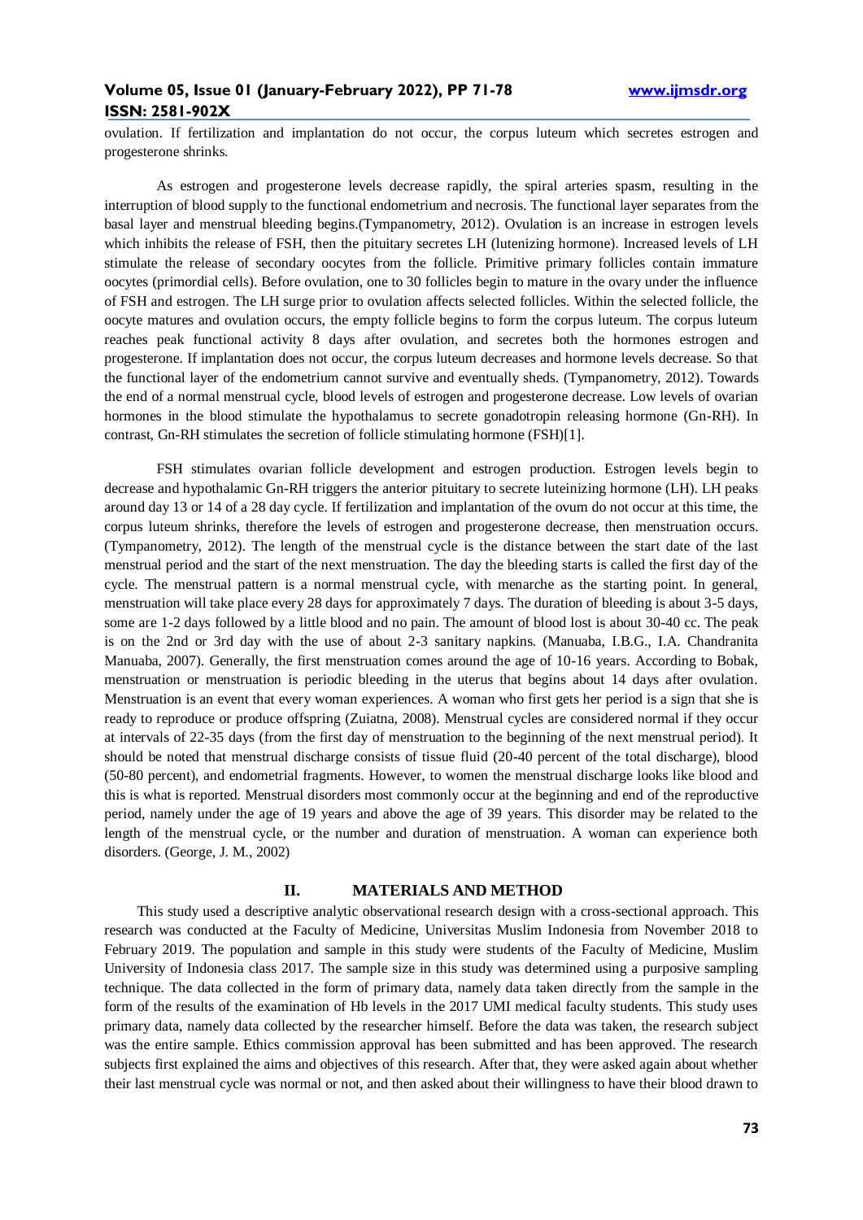ovulation. If fertilization and implantation do not occur, the corpus luteum which secretes estrogen and progesterone shrinks.

As estrogen and progesterone levels decrease rapidly, the spiral arteries spasm, resulting in the interruption of blood supply to the functional endometrium and necrosis. The functional layer separates from the basal layer and menstrual bleeding begins.(Tympanometry, 2012). Ovulation is an increase in estrogen levels which inhibits the release of FSH, then the pituitary secretes LH (lutenizing hormone). Increased levels of LH stimulate the release of secondary oocytes from the follicle. Primitive primary follicles contain immature oocytes (primordial cells). Before ovulation, one to 30 follicles begin to mature in the ovary under the influence of FSH and estrogen. The LH surge prior to ovulation affects selected follicles. Within the selected follicle, the oocyte matures and ovulation occurs, the empty follicle begins to form the corpus luteum. The corpus luteum reaches peak functional activity 8 days after ovulation, and secretes both the hormones estrogen and progesterone. If implantation does not occur, the corpus luteum decreases and hormone levels decrease. So that the functional layer of the endometrium cannot survive and eventually sheds. (Tympanometry, 2012). Towards the end of a normal menstrual cycle, blood levels of estrogen and progesterone decrease. Low levels of ovarian hormones in the blood stimulate the hypothalamus to secrete gonadotropin releasing hormone (Gn-RH). In contrast, Gn-RH stimulates the secretion of follicle stimulating hormone (FSH)[1].

FSH stimulates ovarian follicle development and estrogen production. Estrogen levels begin to decrease and hypothalamic Gn-RH triggers the anterior pituitary to secrete luteinizing hormone (LH). LH peaks around day 13 or 14 of a 28 day cycle. If fertilization and implantation of the ovum do not occur at this time, the corpus luteum shrinks, therefore the levels of estrogen and progesterone decrease, then menstruation occurs. (Tympanometry, 2012). The length of the menstrual cycle is the distance between the start date of the last menstrual period and the start of the next menstruation. The day the bleeding starts is called the first day of the cycle. The menstrual pattern is a normal menstrual cycle, with menarche as the starting point. In general, menstruation will take place every 28 days for approximately 7 days. The duration of bleeding is about 3-5 days, some are 1-2 days followed by a little blood and no pain. The amount of blood lost is about 30-40 cc. The peak is on the 2nd or 3rd day with the use of about 2-3 sanitary napkins. (Manuaba, I.B.G., I.A. Chandranita Manuaba, 2007). Generally, the first menstruation comes around the age of 10-16 years. According to Bobak, menstruation or menstruation is periodic bleeding in the uterus that begins about 14 days after ovulation. Menstruation is an event that every woman experiences. A woman who first gets her period is a sign that she is ready to reproduce or produce offspring (Zuiatna, 2008). Menstrual cycles are considered normal if they occur at intervals of 22-35 days (from the first day of menstruation to the beginning of the next menstrual period). It should be noted that menstrual discharge consists of tissue fluid (20-40 percent of the total discharge), blood (50-80 percent), and endometrial fragments. However, to women the menstrual discharge looks like blood and this is what is reported. Menstrual disorders most commonly occur at the beginning and end of the reproductive period, namely under the age of 19 years and above the age of 39 years. This disorder may be related to the length of the menstrual cycle, or the number and duration of menstruation. A woman can experience both disorders. (George, J. M., 2002)

## II. MATERIALS AND METHOD

This study used a descriptive analytic observational research design with a cross-sectional approach. This research was conducted at the Faculty of Medicine, Universitas Muslim Indonesia from November 2018 to February 2019. The population and sample in this study were students of the Faculty of Medicine, Muslim University of Indonesia class 2017. The sample size in this study was determined using a purposive sampling technique. The data collected in the form of primary data, namely data taken directly from the sample in the form of the results of the examination of Hb levels in the 2017 UMI medical faculty students. This study uses primary data, namely data collected by the researcher himself. Before the data was taken, the research subject was the entire sample. Ethics commission approval has been submitted and has been approved. The research subjects first explained the aims and objectives of this research. After that, they were asked again about whether their last menstrual cycle was normal or not, and then asked about their willingness to have their blood drawn to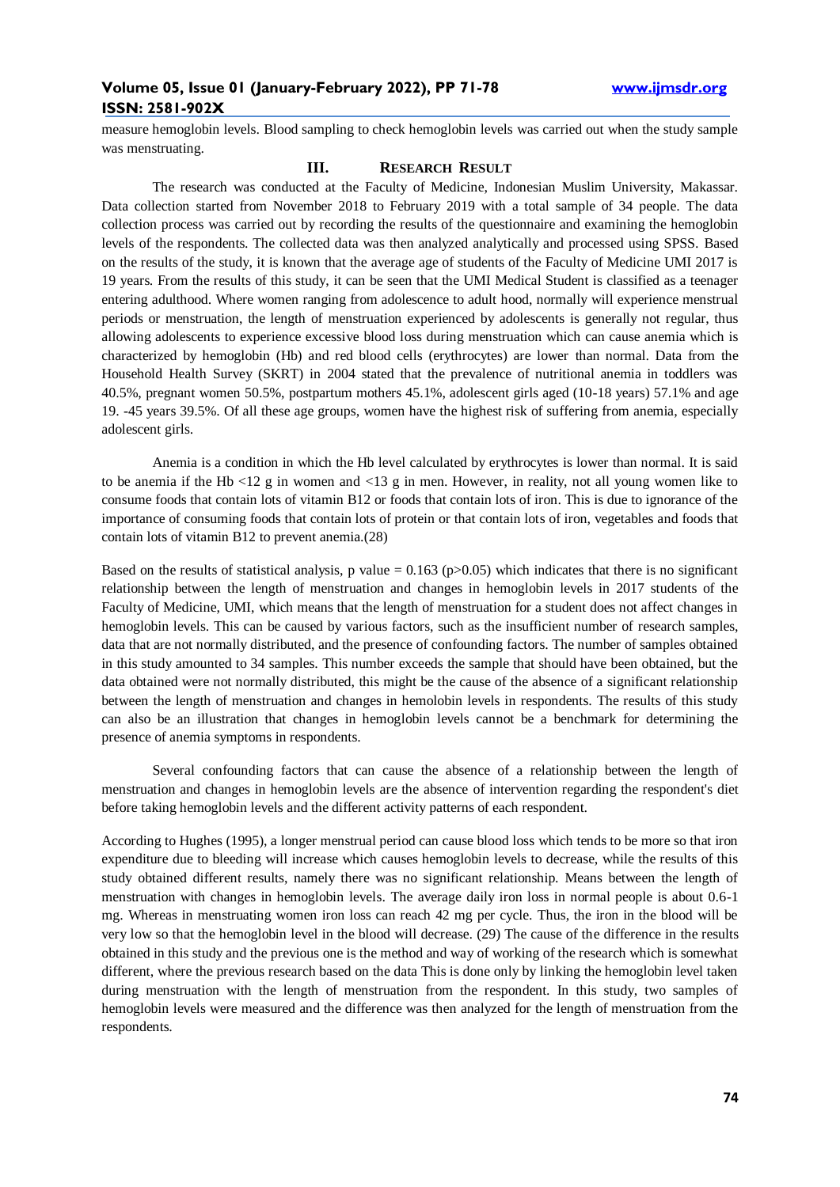measure hemoglobin levels. Blood sampling to check hemoglobin levels was carried out when the study sample was menstruating.

## III. Research Result

The research was conducted at the Faculty of Medicine, Indonesian Muslim University, Makassar. Data collection started from November 2018 to February 2019 with a total sample of 34 people. The data collection process was carried out by recording the results of the questionnaire and examining the hemoglobin levels of the respondents. The collected data was then analyzed analytically and processed using SPSS. Based on the results of the study, it is known that the average age of students of the Faculty of Medicine UMI 2017 is 19 years. From the results of this study, it can be seen that the UMI Medical Student is classified as a teenager entering adulthood. Where women ranging from adolescence to adult hood, normally will experience menstrual periods or menstruation, the length of menstruation experienced by adolescents is generally not regular, thus allowing adolescents to experience excessive blood loss during menstruation which can cause anemia which is characterized by hemoglobin (Hb) and red blood cells (erythrocytes) are lower than normal. Data from the Household Health Survey (SKRT) in 2004 stated that the prevalence of nutritional anemia in toddlers was 40.5%, pregnant women 50.5%, postpartum mothers 45.1%, adolescent girls aged (10-18 years) 57.1% and age 19. -45 years 39.5%. Of all these age groups, women have the highest risk of suffering from anemia, especially adolescent girls.

Anemia is a condition in which the Hb level calculated by erythrocytes is lower than normal. It is said to be anemia if the Hb <12 g in women and <13 g in men. However, in reality, not all young women like to consume foods that contain lots of vitamin B12 or foods that contain lots of iron. This is due to ignorance of the importance of consuming foods that contain lots of protein or that contain lots of iron, vegetables and foods that contain lots of vitamin B12 to prevent anemia.(28)

Based on the results of statistical analysis, p value = 0.163 ($p>0.05$) which indicates that there is no significant relationship between the length of menstruation and changes in hemoglobin levels in 2017 students of the Faculty of Medicine, UMI, which means that the length of menstruation for a student does not affect changes in hemoglobin levels. This can be caused by various factors, such as the insufficient number of research samples, data that are not normally distributed, and the presence of confounding factors. The number of samples obtained in this study amounted to 34 samples. This number exceeds the sample that should have been obtained, but the data obtained were not normally distributed, this might be the cause of the absence of a significant relationship between the length of menstruation and changes in hemolobin levels in respondents. The results of this study can also be an illustration that changes in hemoglobin levels cannot be a benchmark for determining the presence of anemia symptoms in respondents.

Several confounding factors that can cause the absence of a relationship between the length of menstruation and changes in hemoglobin levels are the absence of intervention regarding the respondent's diet before taking hemoglobin levels and the different activity patterns of each respondent.

According to Hughes (1995), a longer menstrual period can cause blood loss which tends to be more so that iron expenditure due to bleeding will increase which causes hemoglobin levels to decrease, while the results of this study obtained different results, namely there was no significant relationship. Means between the length of menstruation with changes in hemoglobin levels. The average daily iron loss in normal people is about 0.6-1 mg. Whereas in menstruating women iron loss can reach 42 mg per cycle. Thus, the iron in the blood will be very low so that the hemoglobin level in the blood will decrease. (29) The cause of the difference in the results obtained in this study and the previous one is the method and way of working of the research which is somewhat different, where the previous research based on the data This is done only by linking the hemoglobin level taken during menstruation with the length of menstruation from the respondent. In this study, two samples of hemoglobin levels were measured and the difference was then analyzed for the length of menstruation from the respondents.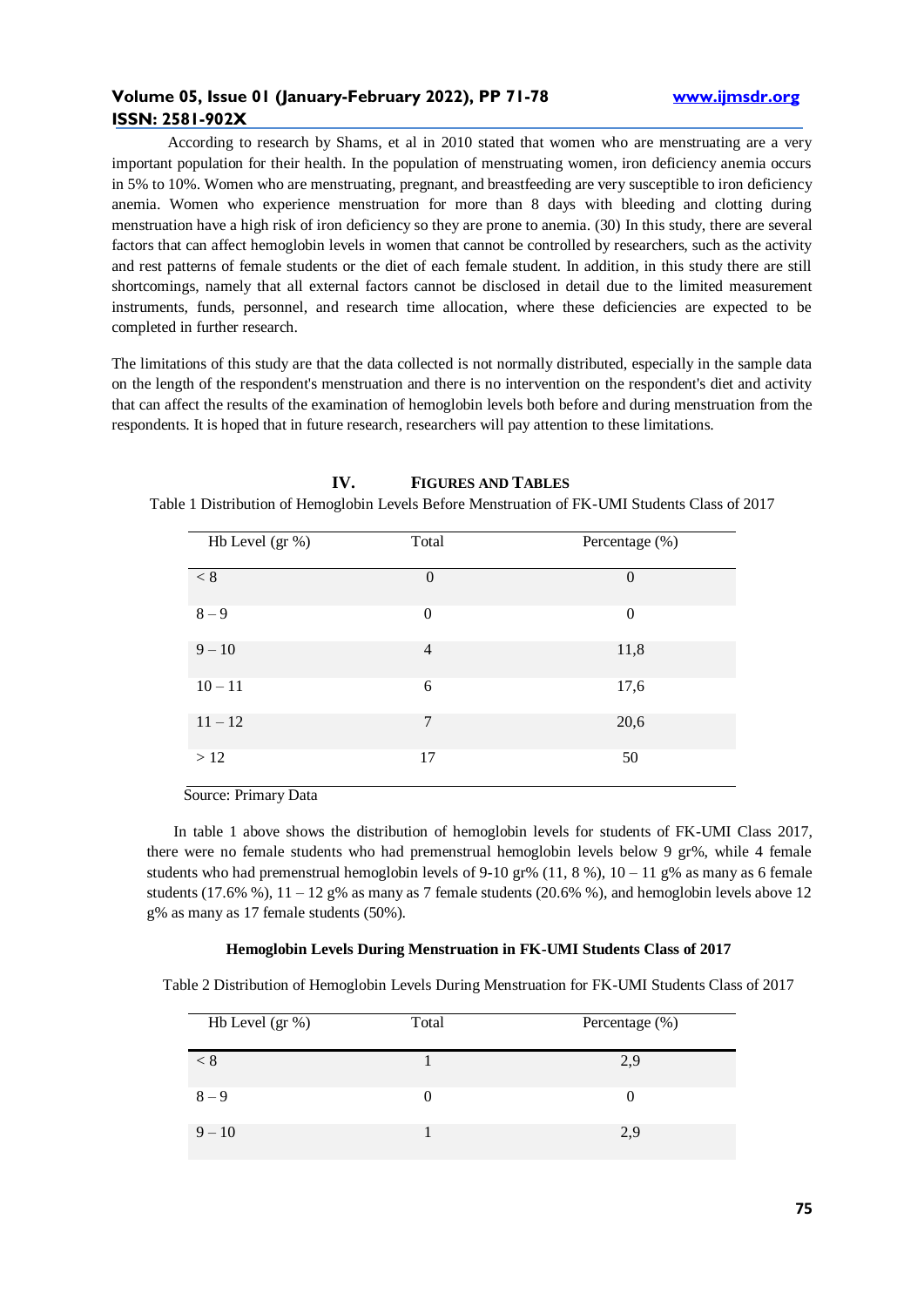According to research by Shams, et al in 2010 stated that women who are menstruating are a very important population for their health. In the population of menstruating women, iron deficiency anemia occurs in 5% to 10%. Women who are menstruating, pregnant, and breastfeeding are very susceptible to iron deficiency anemia. Women who experience menstruation for more than 8 days with bleeding and clotting during menstruation have a high risk of iron deficiency so they are prone to anemia. (30) In this study, there are several factors that can affect hemoglobin levels in women that cannot be controlled by researchers, such as the activity and rest patterns of female students or the diet of each female student. In addition, in this study there are still shortcomings, namely that all external factors cannot be disclosed in detail due to the limited measurement instruments, funds, personnel, and research time allocation, where these deficiencies are expected to be completed in further research.

The limitations of this study are that the data collected is not normally distributed, especially in the sample data on the length of the respondent's menstruation and there is no intervention on the respondent's diet and activity that can affect the results of the examination of hemoglobin levels both before and during menstruation from the respondents. It is hoped that in future research, researchers will pay attention to these limitations.

## IV. FIGURES AND TABLES

Table 1 Distribution of Hemoglobin Levels Before Menstruation of FK-UMI Students Class of 2017

| Hb Level (gr %) | Total | Percentage (%) |
|---|---|---|
| < 8 | 0 | 0 |
| 8 – 9 | 0 | 0 |
| 9 – 10 | 4 | 11,8 |
| 10 – 11 | 6 | 17,6 |
| 11 – 12 | 7 | 20,6 |
| > 12 | 17 | 50 |

Source: Primary Data

In table 1 above shows the distribution of hemoglobin levels for students of FK-UMI Class 2017, there were no female students who had premenstrual hemoglobin levels below 9 gr%, while 4 female students who had premenstrual hemoglobin levels of 9-10 gr% (11, 8 %), 10 – 11 g% as many as 6 female students (17.6% %), 11 – 12 g% as many as 7 female students (20.6% %), and hemoglobin levels above 12 g% as many as 17 female students (50%).

**Hemoglobin Levels During Menstruation in FK-UMI Students Class of 2017**

Table 2 Distribution of Hemoglobin Levels During Menstruation for FK-UMI Students Class of 2017

| Hb Level (gr %) | Total | Percentage (%) |
|---|---|---|
| < 8 | 1 | 2,9 |
| 8 – 9 | 0 | 0 |
| 9 – 10 | 1 | 2,9 |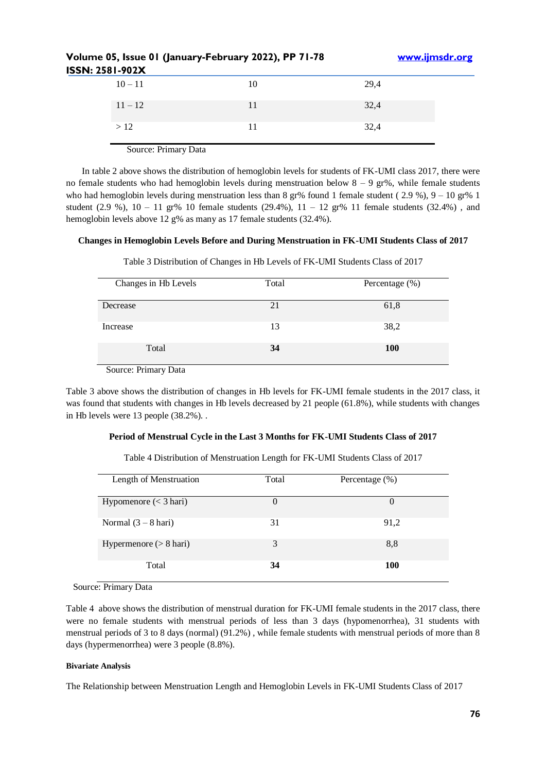| | | |
|---|---|---|
| 10 – 11 | 10 | 29,4 |
| 11 – 12 | 11 | 32,4 |
| > 12 | 11 | 32,4 |

Source: Primary Data

In table 2 above shows the distribution of hemoglobin levels for students of FK-UMI class 2017, there were no female students who had hemoglobin levels during menstruation below 8 – 9 gr%, while female students who had hemoglobin levels during menstruation less than 8 gr% found 1 female student ( 2.9 %), 9 – 10 gr% 1 student (2.9 %), 10 – 11 gr% 10 female students (29.4%), 11 – 12 gr% 11 female students (32.4%) , and hemoglobin levels above 12 g% as many as 17 female students (32.4%).

**Changes in Hemoglobin Levels Before and During Menstruation in FK-UMI Students Class of 2017**

Table 3 Distribution of Changes in Hb Levels of FK-UMI Students Class of 2017

| Changes in Hb Levels | Total | Percentage (%) |
|---|---|---|
| Decrease | 21 | 61,8 |
| Increase | 13 | 38,2 |
| Total | **34** | **100** |

Source: Primary Data

Table 3 above shows the distribution of changes in Hb levels for FK-UMI female students in the 2017 class, it was found that students with changes in Hb levels decreased by 21 people (61.8%), while students with changes in Hb levels were 13 people (38.2%). .

**Period of Menstrual Cycle in the Last 3 Months for FK-UMI Students Class of 2017**

Table 4 Distribution of Menstruation Length for FK-UMI Students Class of 2017

| Length of Menstruation | Total | Percentage (%) |
|---|---|---|
| Hypomenore (< 3 hari) | 0 | 0 |
| Normal (3 – 8 hari) | 31 | 91,2 |
| Hypermenore (> 8 hari) | 3 | 8,8 |
| Total | **34** | **100** |

Source: Primary Data

Table 4 above shows the distribution of menstrual duration for FK-UMI female students in the 2017 class, there were no female students with menstrual periods of less than 3 days (hypomenorrhea), 31 students with menstrual periods of 3 to 8 days (normal) (91.2%) , while female students with menstrual periods of more than 8 days (hypermenorrhea) were 3 people (8.8%).

**Bivariate Analysis**

The Relationship between Menstruation Length and Hemoglobin Levels in FK-UMI Students Class of 2017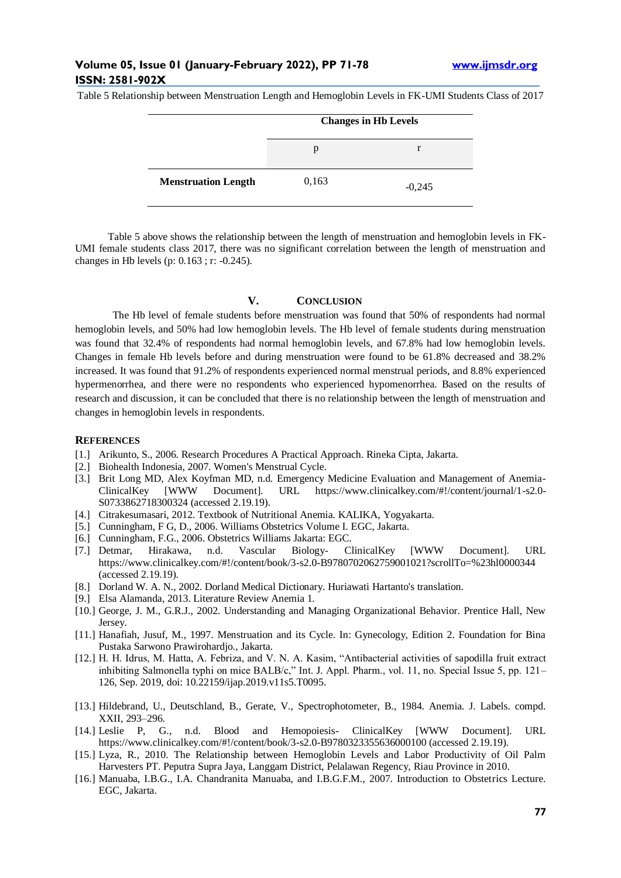Table 5 Relationship between Menstruation Length and Hemoglobin Levels in FK-UMI Students Class of 2017

| | Changes in Hb Levels | |
|---|---|---|
| | p | r |
| **Menstruation Length** | 0,163 | -0,245 |

Table 5 above shows the relationship between the length of menstruation and hemoglobin levels in FK-UMI female students class 2017, there was no significant correlation between the length of menstruation and changes in Hb levels (p: 0.163 ; r: -0.245).

## V. CONCLUSION

The Hb level of female students before menstruation was found that 50% of respondents had normal hemoglobin levels, and 50% had low hemoglobin levels. The Hb level of female students during menstruation was found that 32.4% of respondents had normal hemoglobin levels, and 67.8% had low hemoglobin levels. Changes in female Hb levels before and during menstruation were found to be 61.8% decreased and 38.2% increased. It was found that 91.2% of respondents experienced normal menstrual periods, and 8.8% experienced hypermenorrhea, and there were no respondents who experienced hypomenorrhea. Based on the results of research and discussion, it can be concluded that there is no relationship between the length of menstruation and changes in hemoglobin levels in respondents.

## REFERENCES

[1.] Arikunto, S., 2006. Research Procedures A Practical Approach. Rineka Cipta, Jakarta.
[2.] Biohealth Indonesia, 2007. Women's Menstrual Cycle.
[3.] Brit Long MD, Alex Koyfman MD, n.d. Emergency Medicine Evaluation and Management of Anemia-ClinicalKey [WWW Document]. URL https://www.clinicalkey.com/#!/content/journal/1-s2.0-S0733862718300324 (accessed 2.19.19).
[4.] Citrakesumasari, 2012. Textbook of Nutritional Anemia. KALIKA, Yogyakarta.
[5.] Cunningham, F G, D., 2006. Williams Obstetrics Volume I. EGC, Jakarta.
[6.] Cunningham, F.G., 2006. Obstetrics Williams Jakarta: EGC.
[7.] Detmar, Hirakawa, n.d. Vascular Biology- ClinicalKey [WWW Document]. URL https://www.clinicalkey.com/#!/content/book/3-s2.0-B9780702062759001021?scrollTo=%23hl0000344 (accessed 2.19.19).
[8.] Dorland W. A. N., 2002. Dorland Medical Dictionary. Huriawati Hartanto's translation.
[9.] Elsa Alamanda, 2013. Literature Review Anemia 1.
[10.] George, J. M., G.R.J., 2002. Understanding and Managing Organizational Behavior. Prentice Hall, New Jersey.
[11.] Hanafiah, Jusuf, M., 1997. Menstruation and its Cycle. In: Gynecology, Edition 2. Foundation for Bina Pustaka Sarwono Prawirohardjo., Jakarta.
[12.] H. H. Idrus, M. Hatta, A. Febriza, and V. N. A. Kasim, "Antibacterial activities of sapodilla fruit extract inhibiting Salmonella typhi on mice BALB/c," Int. J. Appl. Pharm., vol. 11, no. Special Issue 5, pp. 121–126, Sep. 2019, doi: 10.22159/ijap.2019.v11s5.T0095.
[13.] Hildebrand, U., Deutschland, B., Gerate, V., Spectrophotometer, B., 1984. Anemia. J. Labels. compd. XXII, 293–296.
[14.] Leslie P, G., n.d. Blood and Hemopoiesis- ClinicalKey [WWW Document]. URL https://www.clinicalkey.com/#!/content/book/3-s2.0-B9780323355636000100 (accessed 2.19.19).
[15.] Lyza, R., 2010. The Relationship between Hemoglobin Levels and Labor Productivity of Oil Palm Harvesters PT. Peputra Supra Jaya, Langgam District, Pelalawan Regency, Riau Province in 2010.
[16.] Manuaba, I.B.G., I.A. Chandranita Manuaba, and I.B.G.F.M., 2007. Introduction to Obstetrics Lecture. EGC, Jakarta.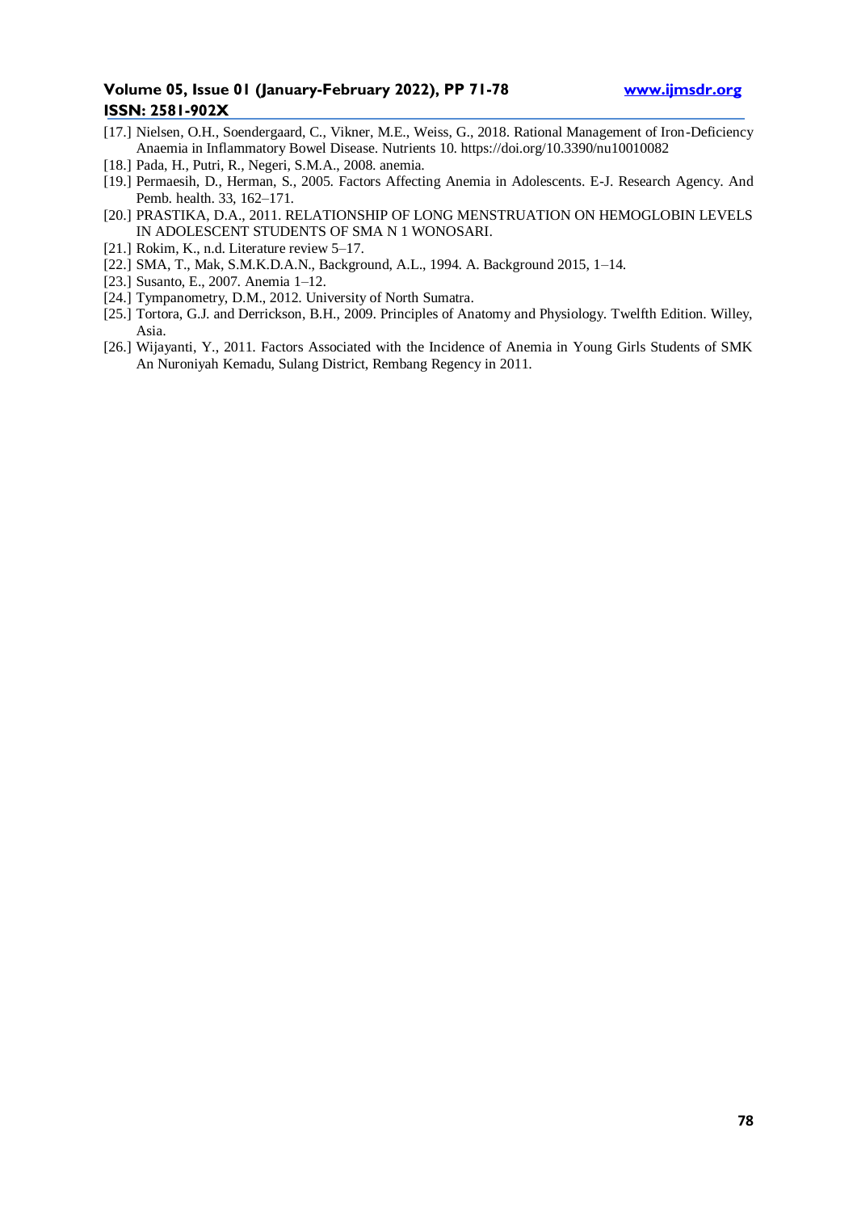[17.] Nielsen, O.H., Soendergaard, C., Vikner, M.E., Weiss, G., 2018. Rational Management of Iron-Deficiency Anaemia in Inflammatory Bowel Disease. Nutrients 10. https://doi.org/10.3390/nu10010082

[18.] Pada, H., Putri, R., Negeri, S.M.A., 2008. anemia.

[19.] Permaesih, D., Herman, S., 2005. Factors Affecting Anemia in Adolescents. E-J. Research Agency. And Pemb. health. 33, 162–171.

[20.] PRASTIKA, D.A., 2011. RELATIONSHIP OF LONG MENSTRUATION ON HEMOGLOBIN LEVELS IN ADOLESCENT STUDENTS OF SMA N 1 WONOSARI.

[21.] Rokim, K., n.d. Literature review 5–17.

[22.] SMA, T., Mak, S.M.K.D.A.N., Background, A.L., 1994. A. Background 2015, 1–14.

[23.] Susanto, E., 2007. Anemia 1–12.

[24.] Tympanometry, D.M., 2012. University of North Sumatra.

[25.] Tortora, G.J. and Derrickson, B.H., 2009. Principles of Anatomy and Physiology. Twelfth Edition. Willey, Asia.

[26.] Wijayanti, Y., 2011. Factors Associated with the Incidence of Anemia in Young Girls Students of SMK An Nuroniyah Kemadu, Sulang District, Rembang Regency in 2011.